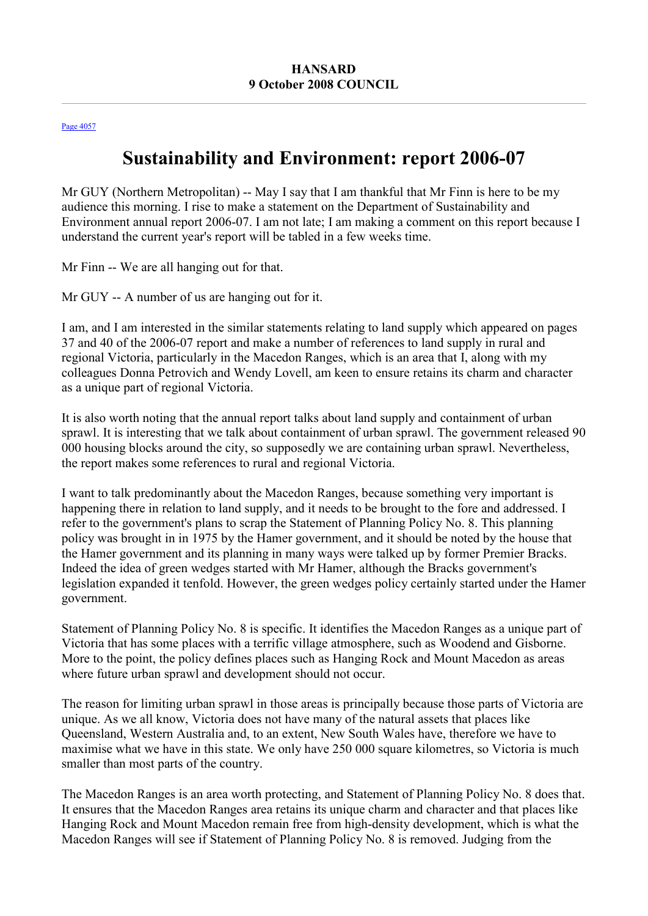**HANSARD**
**9 October 2008 COUNCIL**

Page 4057

# Sustainability and Environment: report 2006-07

Mr GUY (Northern Metropolitan) -- May I say that I am thankful that Mr Finn is here to be my audience this morning. I rise to make a statement on the Department of Sustainability and Environment annual report 2006-07. I am not late; I am making a comment on this report because I understand the current year's report will be tabled in a few weeks time.

Mr Finn -- We are all hanging out for that.

Mr GUY -- A number of us are hanging out for it.

I am, and I am interested in the similar statements relating to land supply which appeared on pages 37 and 40 of the 2006-07 report and make a number of references to land supply in rural and regional Victoria, particularly in the Macedon Ranges, which is an area that I, along with my colleagues Donna Petrovich and Wendy Lovell, am keen to ensure retains its charm and character as a unique part of regional Victoria.

It is also worth noting that the annual report talks about land supply and containment of urban sprawl. It is interesting that we talk about containment of urban sprawl. The government released 90 000 housing blocks around the city, so supposedly we are containing urban sprawl. Nevertheless, the report makes some references to rural and regional Victoria.

I want to talk predominantly about the Macedon Ranges, because something very important is happening there in relation to land supply, and it needs to be brought to the fore and addressed. I refer to the government's plans to scrap the Statement of Planning Policy No. 8. This planning policy was brought in in 1975 by the Hamer government, and it should be noted by the house that the Hamer government and its planning in many ways were talked up by former Premier Bracks. Indeed the idea of green wedges started with Mr Hamer, although the Bracks government's legislation expanded it tenfold. However, the green wedges policy certainly started under the Hamer government.

Statement of Planning Policy No. 8 is specific. It identifies the Macedon Ranges as a unique part of Victoria that has some places with a terrific village atmosphere, such as Woodend and Gisborne. More to the point, the policy defines places such as Hanging Rock and Mount Macedon as areas where future urban sprawl and development should not occur.

The reason for limiting urban sprawl in those areas is principally because those parts of Victoria are unique. As we all know, Victoria does not have many of the natural assets that places like Queensland, Western Australia and, to an extent, New South Wales have, therefore we have to maximise what we have in this state. We only have 250 000 square kilometres, so Victoria is much smaller than most parts of the country.

The Macedon Ranges is an area worth protecting, and Statement of Planning Policy No. 8 does that. It ensures that the Macedon Ranges area retains its unique charm and character and that places like Hanging Rock and Mount Macedon remain free from high-density development, which is what the Macedon Ranges will see if Statement of Planning Policy No. 8 is removed. Judging from the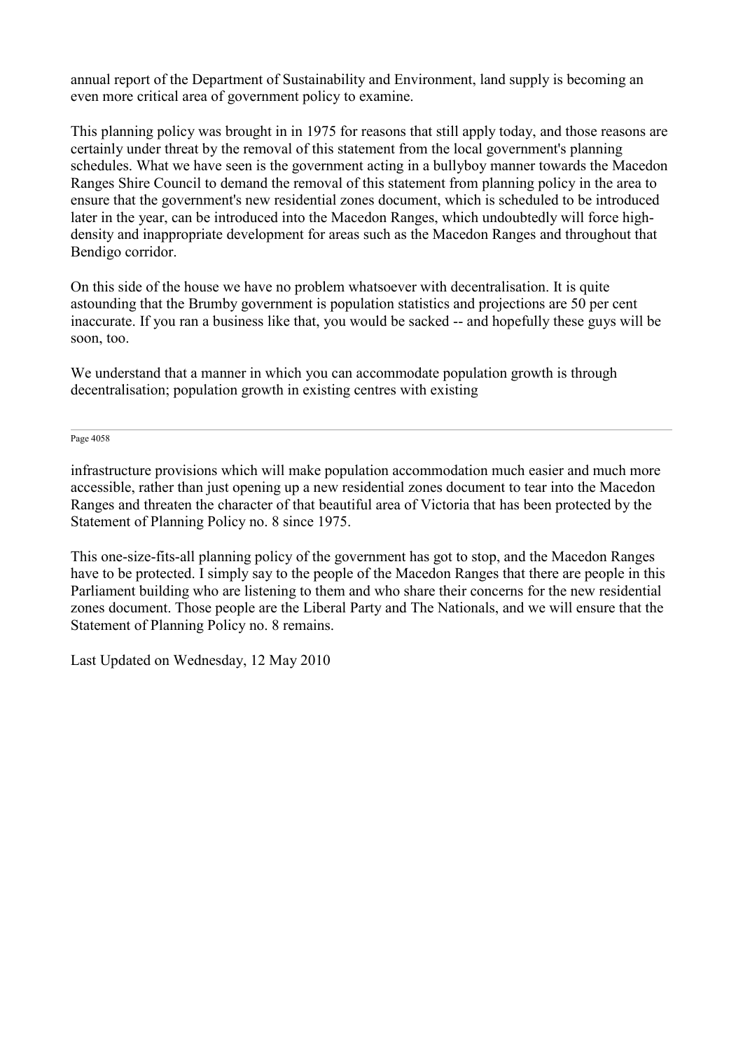annual report of the Department of Sustainability and Environment, land supply is becoming an even more critical area of government policy to examine.

This planning policy was brought in in 1975 for reasons that still apply today, and those reasons are certainly under threat by the removal of this statement from the local government's planning schedules. What we have seen is the government acting in a bullyboy manner towards the Macedon Ranges Shire Council to demand the removal of this statement from planning policy in the area to ensure that the government's new residential zones document, which is scheduled to be introduced later in the year, can be introduced into the Macedon Ranges, which undoubtedly will force high-density and inappropriate development for areas such as the Macedon Ranges and throughout that Bendigo corridor.

On this side of the house we have no problem whatsoever with decentralisation. It is quite astounding that the Brumby government is population statistics and projections are 50 per cent inaccurate. If you ran a business like that, you would be sacked -- and hopefully these guys will be soon, too.

We understand that a manner in which you can accommodate population growth is through decentralisation; population growth in existing centres with existing

Page 4058

infrastructure provisions which will make population accommodation much easier and much more accessible, rather than just opening up a new residential zones document to tear into the Macedon Ranges and threaten the character of that beautiful area of Victoria that has been protected by the Statement of Planning Policy no. 8 since 1975.

This one-size-fits-all planning policy of the government has got to stop, and the Macedon Ranges have to be protected. I simply say to the people of the Macedon Ranges that there are people in this Parliament building who are listening to them and who share their concerns for the new residential zones document. Those people are the Liberal Party and The Nationals, and we will ensure that the Statement of Planning Policy no. 8 remains.

Last Updated on Wednesday, 12 May 2010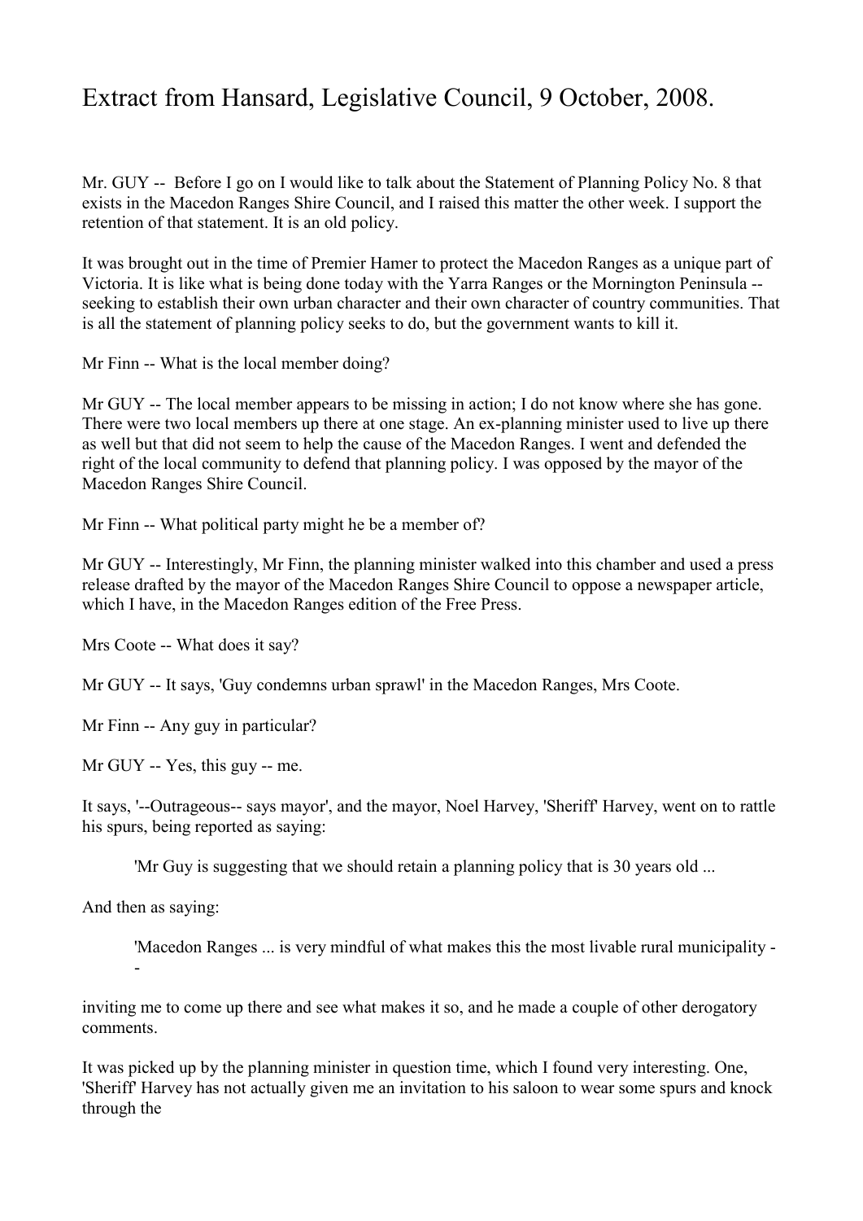# Extract from Hansard, Legislative Council, 9 October, 2008.

Mr. GUY -- Before I go on I would like to talk about the Statement of Planning Policy No. 8 that exists in the Macedon Ranges Shire Council, and I raised this matter the other week. I support the retention of that statement. It is an old policy.

It was brought out in the time of Premier Hamer to protect the Macedon Ranges as a unique part of Victoria. It is like what is being done today with the Yarra Ranges or the Mornington Peninsula -- seeking to establish their own urban character and their own character of country communities. That is all the statement of planning policy seeks to do, but the government wants to kill it.

Mr Finn -- What is the local member doing?

Mr GUY -- The local member appears to be missing in action; I do not know where she has gone. There were two local members up there at one stage. An ex-planning minister used to live up there as well but that did not seem to help the cause of the Macedon Ranges. I went and defended the right of the local community to defend that planning policy. I was opposed by the mayor of the Macedon Ranges Shire Council.

Mr Finn -- What political party might he be a member of?

Mr GUY -- Interestingly, Mr Finn, the planning minister walked into this chamber and used a press release drafted by the mayor of the Macedon Ranges Shire Council to oppose a newspaper article, which I have, in the Macedon Ranges edition of the Free Press.

Mrs Coote -- What does it say?

Mr GUY -- It says, 'Guy condemns urban sprawl' in the Macedon Ranges, Mrs Coote.

Mr Finn -- Any guy in particular?

Mr GUY -- Yes, this guy -- me.

It says, '--Outrageous-- says mayor', and the mayor, Noel Harvey, 'Sheriff' Harvey, went on to rattle his spurs, being reported as saying:

> 'Mr Guy is suggesting that we should retain a planning policy that is 30 years old ...

And then as saying:

> 'Macedon Ranges ... is very mindful of what makes this the most livable rural municipality --

inviting me to come up there and see what makes it so, and he made a couple of other derogatory comments.

It was picked up by the planning minister in question time, which I found very interesting. One, 'Sheriff' Harvey has not actually given me an invitation to his saloon to wear some spurs and knock through the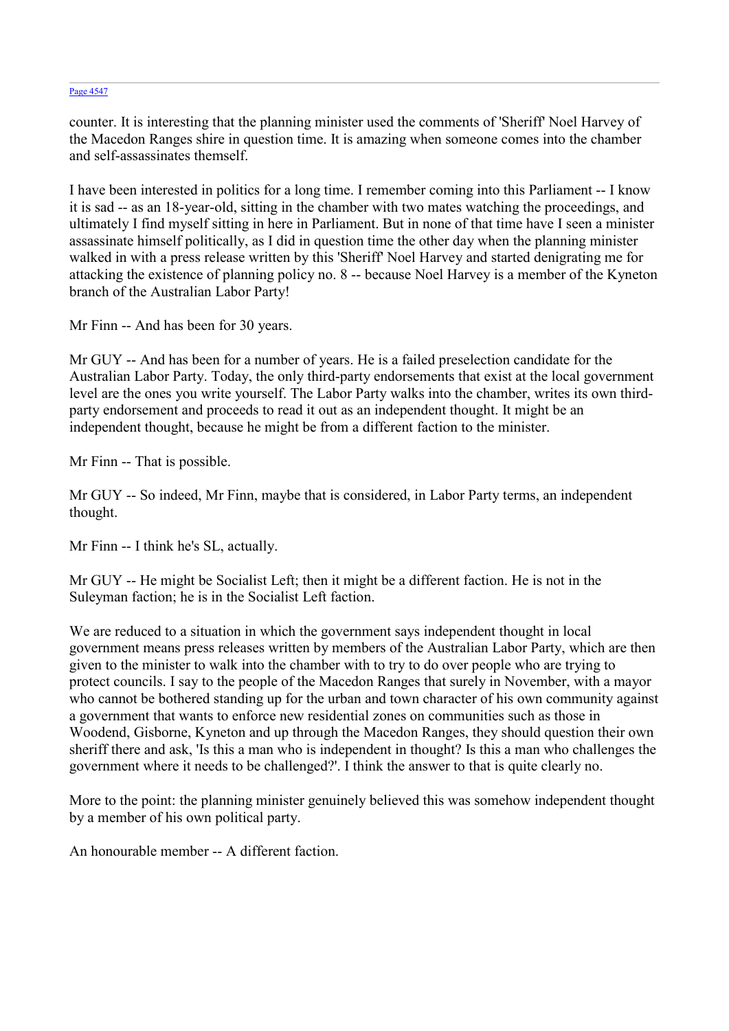counter. It is interesting that the planning minister used the comments of 'Sheriff' Noel Harvey of the Macedon Ranges shire in question time. It is amazing when someone comes into the chamber and self-assassinates themself.

I have been interested in politics for a long time. I remember coming into this Parliament -- I know it is sad -- as an 18-year-old, sitting in the chamber with two mates watching the proceedings, and ultimately I find myself sitting in here in Parliament. But in none of that time have I seen a minister assassinate himself politically, as I did in question time the other day when the planning minister walked in with a press release written by this 'Sheriff' Noel Harvey and started denigrating me for attacking the existence of planning policy no. 8 -- because Noel Harvey is a member of the Kyneton branch of the Australian Labor Party!

Mr Finn -- And has been for 30 years.

Mr GUY -- And has been for a number of years. He is a failed preselection candidate for the Australian Labor Party. Today, the only third-party endorsements that exist at the local government level are the ones you write yourself. The Labor Party walks into the chamber, writes its own third-party endorsement and proceeds to read it out as an independent thought. It might be an independent thought, because he might be from a different faction to the minister.

Mr Finn -- That is possible.

Mr GUY -- So indeed, Mr Finn, maybe that is considered, in Labor Party terms, an independent thought.

Mr Finn -- I think he's SL, actually.

Mr GUY -- He might be Socialist Left; then it might be a different faction. He is not in the Suleyman faction; he is in the Socialist Left faction.

We are reduced to a situation in which the government says independent thought in local government means press releases written by members of the Australian Labor Party, which are then given to the minister to walk into the chamber with to try to do over people who are trying to protect councils. I say to the people of the Macedon Ranges that surely in November, with a mayor who cannot be bothered standing up for the urban and town character of his own community against a government that wants to enforce new residential zones on communities such as those in Woodend, Gisborne, Kyneton and up through the Macedon Ranges, they should question their own sheriff there and ask, 'Is this a man who is independent in thought? Is this a man who challenges the government where it needs to be challenged?'. I think the answer to that is quite clearly no.

More to the point: the planning minister genuinely believed this was somehow independent thought by a member of his own political party.

An honourable member -- A different faction.